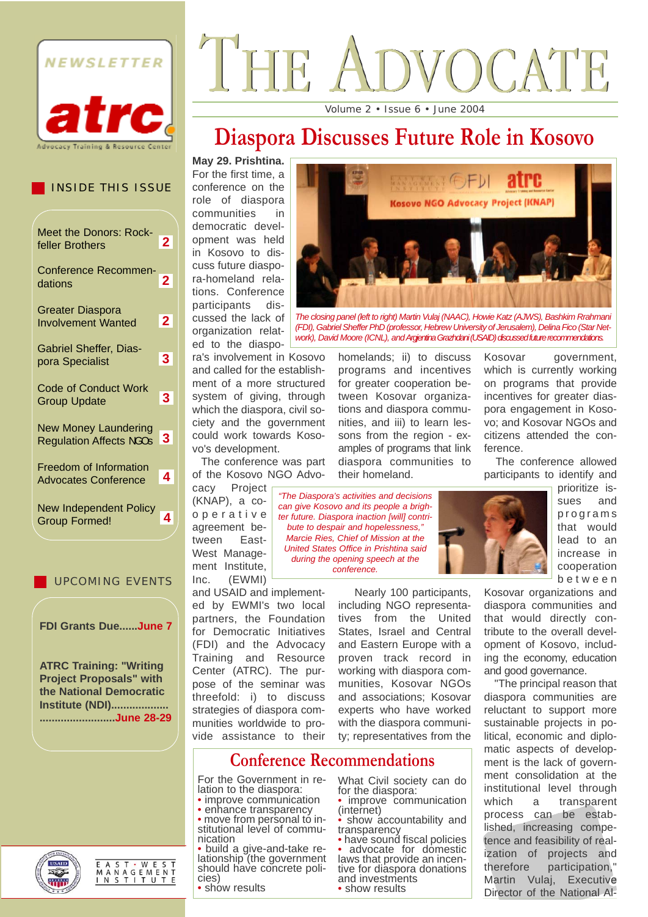NEWSLETTER

atrc

Advocacy Training & Resource Center

# THE ADVOCATE

Volume 2 • Issue 6 • June 2004

## INSIDE THIS ISSUE

- Meet the Donors: Rockfeller Brothers — 2
- Conference Recommendations — 2
- Greater Diaspora Involvement Wanted — 2
- Gabriel Sheffer, Diaspora Specialist — 3
- Code of Conduct Work Group Update — 3
- New Money Laundering Regulation Affects NGOs — 3
- Freedom of Information Advocates Conference — 4
- New Independent Policy Group Formed! — 4

## UPCOMING EVENTS

**FDI Grants Due......June 7**

**ATRC Training: "Writing Project Proposals" with the National Democratic Institute (NDI)...................................................June 28-29**

# Diaspora Discusses Future Role in Kosovo

*The closing panel (left to right) Martin Vulaj (NAAC), Howie Katz (AJWS), Bashkim Rrahmani (FDI), Gabriel Sheffer PhD (professor, Hebrew University of Jerusalem), Delina Fico (Star Network), David Moore (ICNL), and Argjentina Grazhdani (USAID) discussed future recommendations.*

**May 29. Prishtina.** For the first time, a conference on the role of diaspora communities in democratic development was held in Kosovo to discuss future diaspora-homeland relations. Conference participants discussed the lack of organization related to the diaspora's involvement in Kosovo and called for the establishment of a more structured system of giving, through which the diaspora, civil society and the government could work towards Kosovo's development.

The conference was part of the Kosovo NGO Advocacy Project (KNAP), a co-operative agreement between East-West Management Institute, Inc. (EWMI) and USAID and implemented by EWMI's two local partners, the Foundation for Democratic Initiatives (FDI) and the Advocacy Training and Resource Center (ATRC). The purpose of the seminar was threefold: i) to discuss strategies of diaspora communities worldwide to provide assistance to their homelands; ii) to discuss programs and incentives for greater cooperation between Kosovar organizations and diaspora communities, and iii) to learn lessons from the region - examples of programs that link diaspora communities to their homeland.

*"The Diaspora's activities and decisions can give Kosovo and its people a brighter future. Diaspora inaction [will] contribute to despair and hopelessness," Marcie Ries, Chief of Mission at the United States Office in Prishtina said during the opening speech at the conference.*

Nearly 100 participants, including NGO representatives from the United States, Israel and Central and Eastern Europe with a proven track record in working with diaspora communities, Kosovar NGOs and associations; Kosovar experts who have worked with the diaspora community; representatives from the Kosovar government, which is currently working on programs that provide incentives for greater diaspora engagement in Kosovo; and Kosovar NGOs and citizens attended the conference.

The conference allowed participants to identify and prioritize issues and programs that would lead to an increase in cooperation between Kosovar organizations and diaspora communities that would directly contribute to the overall development of Kosovo, including the economy, education and good governance.

"The principal reason that diaspora communities are reluctant to support more sustainable projects in political, economic and diplomatic aspects of development is the lack of government consolidation at the institutional level through which a transparent process can be established, increasing competence and feasibility of realization of projects and therefore participation," Martin Vulaj, Executive Director of the National Al-

## Conference Recommendations

For the Government in relation to the diaspora:

- improve communication
- enhance transparency
- move from personal to institutional level of communication
- build a give-and-take relationship (the government should have concrete policies)
- show results

What Civil society can do for the diaspora:

- improve communication (internet)
- show accountability and transparency
- have sound fiscal policies
- advocate for domestic laws that provide an incentive for diaspora donations and investments
- show results

USAID

EAST·WEST MANAGEMENT INSTITUTE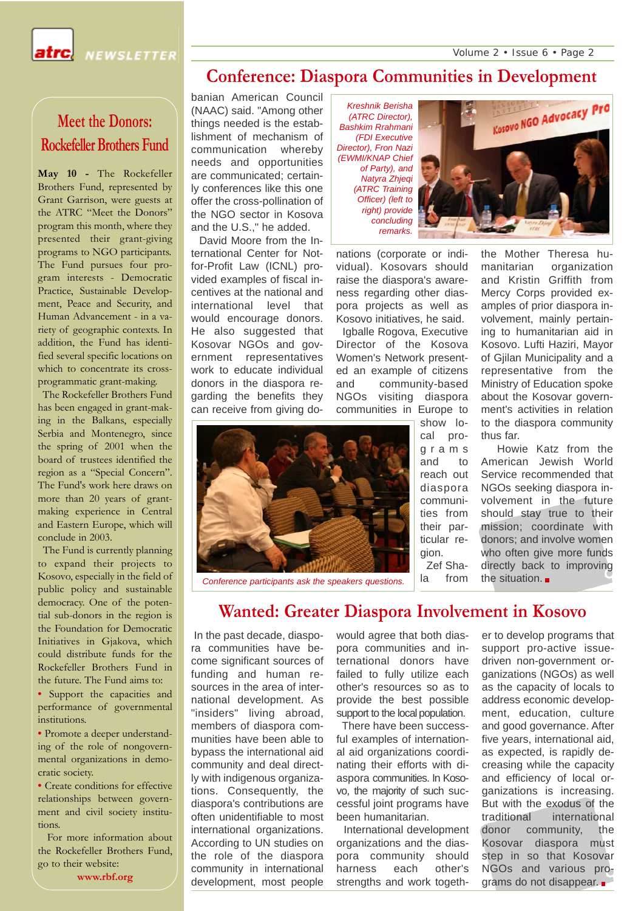## Meet the Donors: Rockefeller Brothers Fund

**May 10 -** The Rockefeller Brothers Fund, represented by Grant Garrison, were guests at the ATRC "Meet the Donors" program this month, where they presented their grant-giving programs to NGO participants. The Fund pursues four program interests - Democratic Practice, Sustainable Development, Peace and Security, and Human Advancement - in a variety of geographic contexts. In addition, the Fund has identified several specific locations on which to concentrate its cross-programmatic grant-making.

The Rockefeller Brothers Fund has been engaged in grant-making in the Balkans, especially Serbia and Montenegro, since the spring of 2001 when the board of trustees identified the region as a "Special Concern". The Fund's work here draws on more than 20 years of grant-making experience in Central and Eastern Europe, which will conclude in 2003.

The Fund is currently planning to expand their projects to Kosovo, especially in the field of public policy and sustainable democracy. One of the potential sub-donors in the region is the Foundation for Democratic Initiatives in Gjakova, which could distribute funds for the Rockefeller Brothers Fund in the future. The Fund aims to:

- Support the capacities and performance of governmental institutions.
- Promote a deeper understanding of the role of nongovernmental organizations in democratic society.
- Create conditions for effective relationships between government and civil society institutions.

For more information about the Rockefeller Brothers Fund, go to their website:
www.rbf.org

## Conference: Diaspora Communities in Development

banian American Council (NAAC) said. "Among other things needed is the establishment of mechanism of communication whereby needs and opportunities are communicated; certainly conferences like this one offer the cross-pollination of the NGO sector in Kosova and the U.S.," he added.

David Moore from the International Center for Not-for-Profit Law (ICNL) provided examples of fiscal incentives at the national and international level that would encourage donors. He also suggested that Kosovar NGOs and government representatives work to educate individual donors in the diaspora regarding the benefits they can receive from giving donations (corporate or individual). Kosovars should raise the diaspora's awareness regarding other diaspora projects as well as Kosovo initiatives, he said.

*Kreshnik Berisha (ATRC Director), Bashkim Rrahmani (FDI Executive Director), Fron Nazi (EWMI/KNAP Chief of Party), and Natyra Zhjeqi (ATRC Training Officer) (left to right) provide concluding remarks.*

Igballe Rogova, Executive Director of the Kosova Women's Network presented an example of citizens and community-based NGOs visiting diaspora communities in Europe to show local programs and to reach out diaspora communities from their particular region.

*Conference participants ask the speakers questions.*

Zef Shala from the Mother Theresa humanitarian organization and Kristin Griffith from Mercy Corps provided examples of prior diaspora involvement, mainly pertaining to humanitarian aid in Kosovo. Lufti Haziri, Mayor of Gjilan Municipality and a representative from the Ministry of Education spoke about the Kosovar government's activities in relation to the diaspora community thus far.

Howie Katz from the American Jewish World Service recommended that NGOs seeking diaspora involvement in the future should stay true to their mission; coordinate with donors; and involve women who often give more funds directly back to improving the situation.

## Wanted: Greater Diaspora Involvement in Kosovo

In the past decade, diaspora communities have become significant sources of funding and human resources in the area of international development. As "insiders" living abroad, members of diaspora communities have been able to bypass the international aid community and deal directly with indigenous organizations. Consequently, the diaspora's contributions are often unidentifiable to most international organizations. According to UN studies on the role of the diaspora community in international development, most people would agree that both diaspora communities and international donors have failed to fully utilize each other's resources so as to provide the best possible support to the local population.

There have been successful examples of international aid organizations coordinating their efforts with diaspora communities. In Kosovo, the majority of such successful joint programs have been humanitarian.

International development organizations and the diaspora community should harness each other's strengths and work together to develop programs that support pro-active issue-driven non-government organizations (NGOs) as well as the capacity of locals to address economic development, education, culture and good governance. After five years, international aid, as expected, is rapidly decreasing while the capacity and efficiency of local organizations is increasing. But with the exodus of the traditional international donor community, the Kosovar diaspora must step in so that Kosovar NGOs and various programs do not disappear.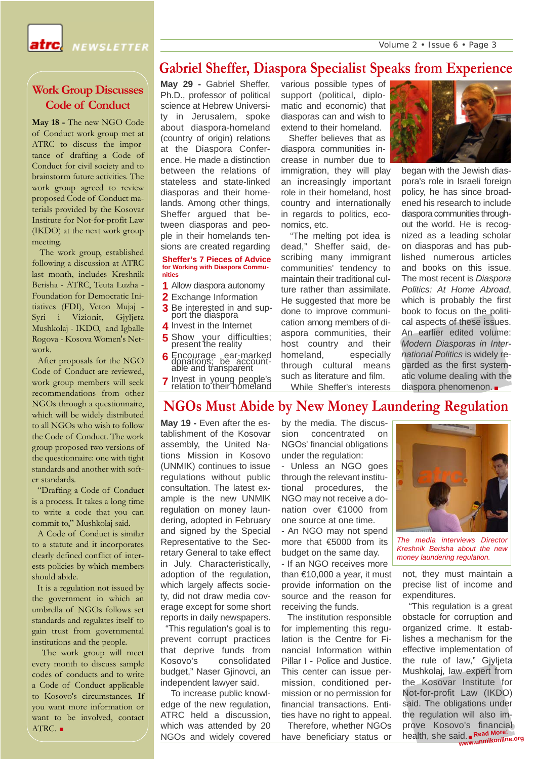## Work Group Discusses Code of Conduct

**May 18 -** The new NGO Code of Conduct work group met at ATRC to discuss the importance of drafting a Code of Conduct for civil society and to brainstorm future activities. The work group agreed to review proposed Code of Conduct materials provided by the Kosovar Institute for Not-for-profit Law (IKDO) at the next work group meeting.

The work group, established following a discussion at ATRC last month, includes Kreshnik Berisha - ATRC, Teuta Luzha - Foundation for Democratic Initiatives (FDI), Veton Mujaj - Syri i Vizionit, Gjyljeta Mushkolaj - IKDO, and Igballe Rogova - Kosova Women's Network.

After proposals for the NGO Code of Conduct are reviewed, work group members will seek recommendations from other NGOs through a questionnaire, which will be widely distributed to all NGOs who wish to follow the Code of Conduct. The work group proposed two versions of the questionnaire: one with tight standards and another with softer standards.

"Drafting a Code of Conduct is a process. It takes a long time to write a code that you can commit to," Mushkolaj said.

A Code of Conduct is similar to a statute and it incorporates clearly defined conflict of interests policies by which members should abide.

It is a regulation not issued by the government in which an umbrella of NGOs follows set standards and regulates itself to gain trust from governmental institutions and the people.

The work group will meet every month to discuss sample codes of conducts and to write a Code of Conduct applicable to Kosovo's circumstances. If you want more information or want to be involved, contact ATRC. ■

## Gabriel Sheffer, Diaspora Specialist Speaks from Experience

**May 29 -** Gabriel Sheffer, Ph.D., professor of political science at Hebrew University in Jerusalem, spoke about diaspora-homeland (country of origin) relations at the Diaspora Conference. He made a distinction between the relations of stateless and state-linked diasporas and their homelands. Among other things, Sheffer argued that between diasporas and people in their homelands tensions are created regarding various possible types of support (political, diplomatic and economic) that diasporas can and wish to extend to their homeland.

Sheffer believes that as diaspora communities increase in number due to immigration, they will play an increasingly important role in their homeland, host country and internationally in regards to politics, economics, etc.

"The melting pot idea is dead," Sheffer said, describing many immigrant communities' tendency to maintain their traditional culture rather than assimilate. He suggested that more be done to improve communication among members of diaspora communities, their host country and their homeland, especially through cultural means such as literature and film.

While Sheffer's interests began with the Jewish diaspora's role in Israeli foreign policy, he has since broadened his research to include diaspora communities throughout the world. He is recognized as a leading scholar on diasporas and has published numerous articles and books on this issue. The most recent is *Diaspora Politics: At Home Abroad*, which is probably the first book to focus on the political aspects of these issues. An earlier edited volume: *Modern Diasporas in International Politics* is widely regarded as the first systematic volume dealing with the diaspora phenomenon. ■

**Sheffer's 7 Pieces of Advice**
**for Working with Diaspora Communities**

1. Allow diaspora autonomy
2. Exchange Information
3. Be interested in and support the diaspora
4. Invest in the Internet
5. Show your difficulties; present the reality
6. Encourage ear-marked donations; be accountable and transparent
7. Invest in young people's relation to their homeland

## NGOs Must Abide by New Money Laundering Regulation

**May 19 -** Even after the establishment of the Kosovar assembly, the United Nations Mission in Kosovo (UNMIK) continues to issue regulations without public consultation. The latest example is the new UNMIK regulation on money laundering, adopted in February and signed by the Special Representative to the Secretary General to take effect in July. Characteristically, adoption of the regulation, which largely affects society, did not draw media coverage except for some short reports in daily newspapers.

"This regulation's goal is to prevent corrupt practices that deprive funds from Kosovo's consolidated budget," Naser Gjinovci, an independent lawyer said.

To increase public knowledge of the new regulation, ATRC held a discussion, which was attended by 20 NGOs and widely covered by the media. The discussion concentrated on NGOs' financial obligations under the regulation:

- Unless an NGO goes through the relevant institutional procedures, the NGO may not receive a donation over €1000 from one source at one time.
- An NGO may not spend more that €5000 from its budget on the same day.
- If an NGO receives more than €10,000 a year, it must provide information on the source and the reason for receiving the funds.

The institution responsible for implementing this regulation is the Centre for Financial Information within Pillar I - Police and Justice. This center can issue permission, conditioned permission or no permission for financial transactions. Entities have no right to appeal.

Therefore, whether NGOs have beneficiary status or not, they must maintain a precise list of income and expenditures.

"This regulation is a great obstacle for corruption and organized crime. It establishes a mechanism for the effective implementation of the rule of law," Gjyljeta Mushkolaj, law expert from the Kosovar Institute for Not-for-profit Law (IKDO) said. The obligations under the regulation will also improve Kosovo's financial health, she said. ■ **Read More: www.unmikonline.org**

*The media interviews Director Kreshnik Berisha about the new money laundering regulation.*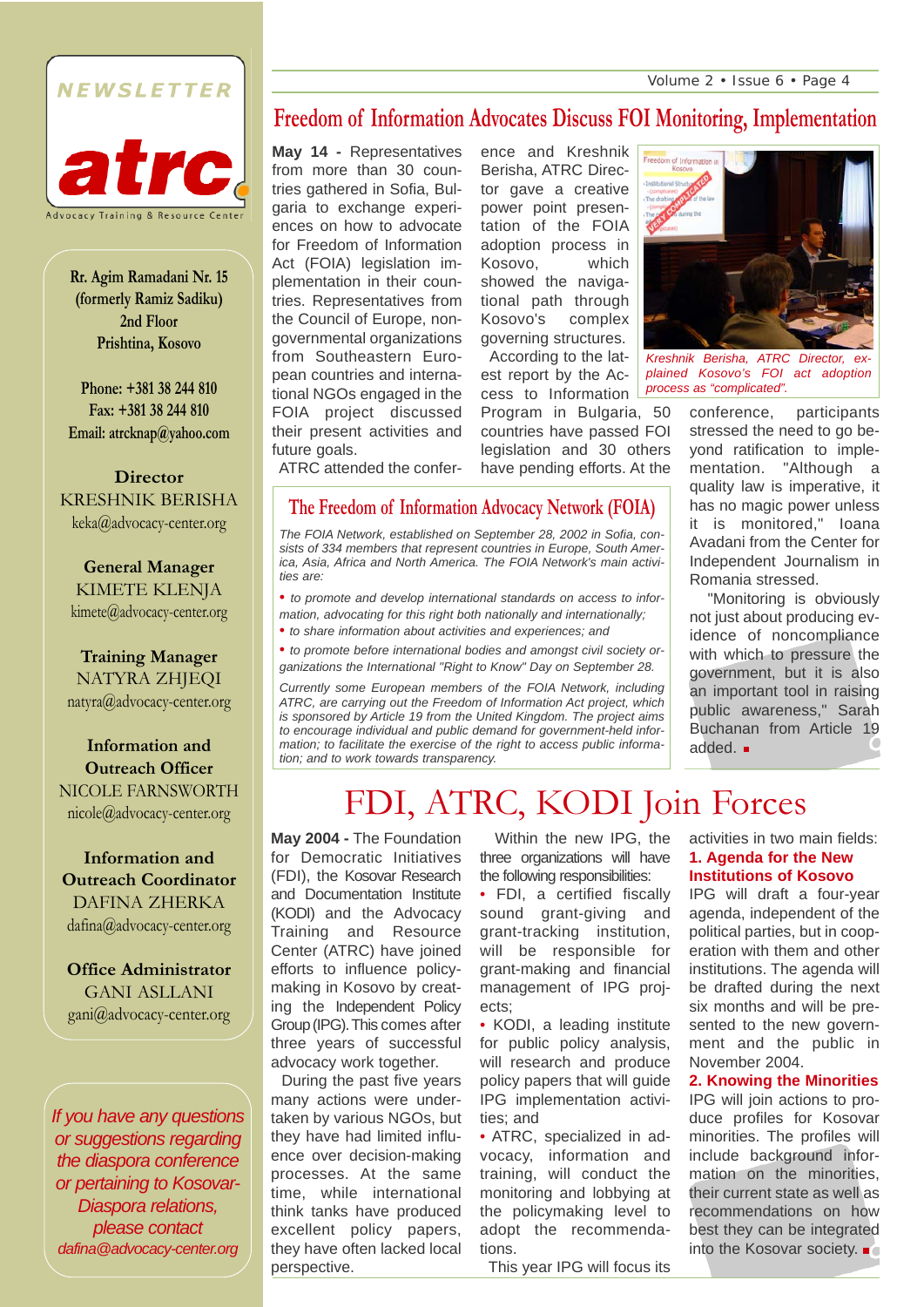NEWSLETTER

atrc

Advocacy Training & Resource Center

Rr. Agim Ramadani Nr. 15
(formerly Ramiz Sadiku)
2nd Floor
Prishtina, Kosovo

Phone: +381 38 244 810
Fax: +381 38 244 810
Email: atrcknap@yahoo.com

**Director**
KRESHNIK BERISHA
keka@advocacy-center.org

**General Manager**
KIMETE KLENJA
kimete@advocacy-center.org

**Training Manager**
NATYRA ZHJEQI
natyra@advocacy-center.org

**Information and Outreach Officer**
NICOLE FARNSWORTH
nicole@advocacy-center.org

**Information and Outreach Coordinator**
DAFINA ZHERKA
dafina@advocacy-center.org

**Office Administrator**
GANI ASLLANI
gani@advocacy-center.org

*If you have any questions or suggestions regarding the diaspora conference or pertaining to Kosovar-Diaspora relations, please contact dafina@advocacy-center.org*

# Freedom of Information Advocates Discuss FOI Monitoring, Implementation

**May 14 -** Representatives from more than 30 countries gathered in Sofia, Bulgaria to exchange experiences on how to advocate for Freedom of Information Act (FOIA) legislation implementation in their countries. Representatives from the Council of Europe, non-governmental organizations from Southeastern European countries and international NGOs engaged in the FOIA project discussed their present activities and future goals.

ATRC attended the conference and Kreshnik Berisha, ATRC Director gave a creative power point presentation of the FOIA adoption process in Kosovo, which showed the navigational path through Kosovo's complex governing structures.

According to the latest report by the Access to Information Program in Bulgaria, 50 countries have passed FOI legislation and 30 others have pending efforts. At the conference, participants stressed the need to go beyond ratification to implementation. "Although a quality law is imperative, it has no magic power unless it is monitored," Ioana Avadani from the Center for Independent Journalism in Romania stressed.

"Monitoring is obviously not just about producing evidence of noncompliance with which to pressure the government, but it is also an important tool in raising public awareness," Sarah Buchanan from Article 19 added.

*Kreshnik Berisha, ATRC Director, explained Kosovo's FOI act adoption process as "complicated".*

## The Freedom of Information Advocacy Network (FOIA)

*The FOIA Network, established on September 28, 2002 in Sofia, consists of 334 members that represent countries in Europe, South America, Asia, Africa and North America. The FOIA Network's main activities are:*

- *to promote and develop international standards on access to information, advocating for this right both nationally and internationally;*
- *to share information about activities and experiences; and*
- *to promote before international bodies and amongst civil society organizations the International "Right to Know" Day on September 28.*

*Currently some European members of the FOIA Network, including ATRC, are carrying out the Freedom of Information Act project, which is sponsored by Article 19 from the United Kingdom. The project aims to encourage individual and public demand for government-held information; to facilitate the exercise of the right to access public information; and to work towards transparency.*

# FDI, ATRC, KODI Join Forces

**May 2004 -** The Foundation for Democratic Initiatives (FDI), the Kosovar Research and Documentation Institute (KODI) and the Advocacy Training and Resource Center (ATRC) have joined efforts to influence policy-making in Kosovo by creating the Independent Policy Group (IPG). This comes after three years of successful advocacy work together.

During the past five years many actions were undertaken by various NGOs, but they have had limited influence over decision-making processes. At the same time, while international think tanks have produced excellent policy papers, they have often lacked local perspective.

Within the new IPG, the three organizations will have the following responsibilities:

- FDI, a certified fiscally sound grant-giving and grant-tracking institution, will be responsible for grant-making and financial management of IPG projects;
- KODI, a leading institute for public policy analysis, will research and produce policy papers that will guide IPG implementation activities; and
- ATRC, specialized in advocacy, information and training, will conduct the monitoring and lobbying at the policymaking level to adopt the recommendations.

This year IPG will focus its activities in two main fields:

**1. Agenda for the New Institutions of Kosovo**

IPG will draft a four-year agenda, independent of the political parties, but in cooperation with them and other institutions. The agenda will be drafted during the next six months and will be presented to the new government and the public in November 2004.

**2. Knowing the Minorities**

IPG will join actions to produce profiles for Kosovar minorities. The profiles will include background information on the minorities, their current state as well as recommendations on how best they can be integrated into the Kosovar society.